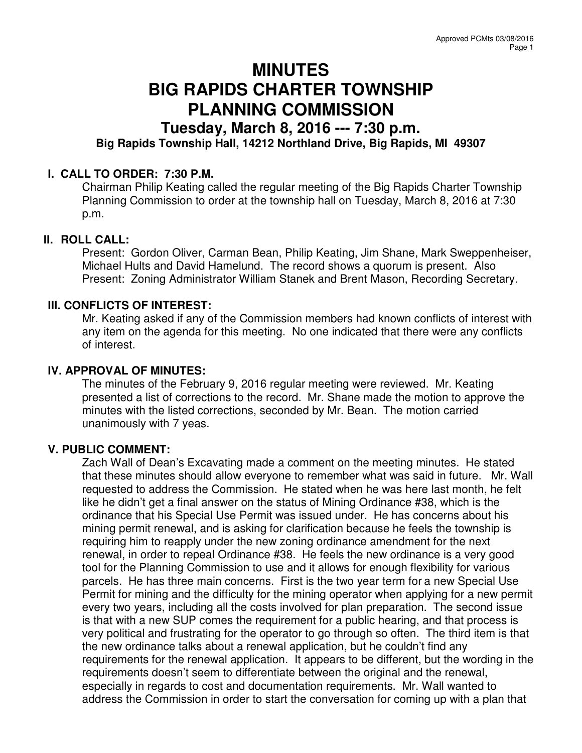# MINUTES
# BIG RAPIDS CHARTER TOWNSHIP
# PLANNING COMMISSION

## Tuesday, March 8, 2016 --- 7:30 p.m.

**Big Rapids Township Hall, 14212 Northland Drive, Big Rapids, MI 49307**

### I. CALL TO ORDER: 7:30 P.M.

Chairman Philip Keating called the regular meeting of the Big Rapids Charter Township Planning Commission to order at the township hall on Tuesday, March 8, 2016 at 7:30 p.m.

### II. ROLL CALL:

Present: Gordon Oliver, Carman Bean, Philip Keating, Jim Shane, Mark Sweppenheiser, Michael Hults and David Hamelund. The record shows a quorum is present. Also Present: Zoning Administrator William Stanek and Brent Mason, Recording Secretary.

### III. CONFLICTS OF INTEREST:

Mr. Keating asked if any of the Commission members had known conflicts of interest with any item on the agenda for this meeting. No one indicated that there were any conflicts of interest.

### IV. APPROVAL OF MINUTES:

The minutes of the February 9, 2016 regular meeting were reviewed. Mr. Keating presented a list of corrections to the record. Mr. Shane made the motion to approve the minutes with the listed corrections, seconded by Mr. Bean. The motion carried unanimously with 7 yeas.

### V. PUBLIC COMMENT:

Zach Wall of Dean's Excavating made a comment on the meeting minutes. He stated that these minutes should allow everyone to remember what was said in future. Mr. Wall requested to address the Commission. He stated when he was here last month, he felt like he didn't get a final answer on the status of Mining Ordinance #38, which is the ordinance that his Special Use Permit was issued under. He has concerns about his mining permit renewal, and is asking for clarification because he feels the township is requiring him to reapply under the new zoning ordinance amendment for the next renewal, in order to repeal Ordinance #38. He feels the new ordinance is a very good tool for the Planning Commission to use and it allows for enough flexibility for various parcels. He has three main concerns. First is the two year term for a new Special Use Permit for mining and the difficulty for the mining operator when applying for a new permit every two years, including all the costs involved for plan preparation. The second issue is that with a new SUP comes the requirement for a public hearing, and that process is very political and frustrating for the operator to go through so often. The third item is that the new ordinance talks about a renewal application, but he couldn't find any requirements for the renewal application. It appears to be different, but the wording in the requirements doesn't seem to differentiate between the original and the renewal, especially in regards to cost and documentation requirements. Mr. Wall wanted to address the Commission in order to start the conversation for coming up with a plan that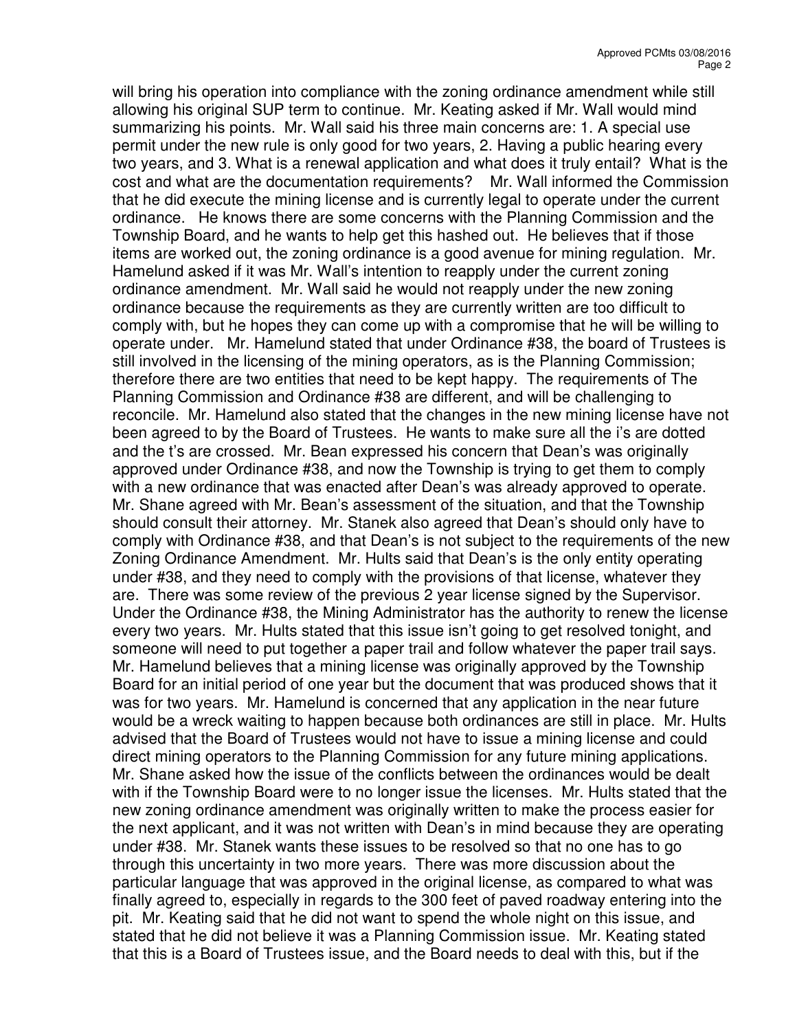will bring his operation into compliance with the zoning ordinance amendment while still allowing his original SUP term to continue. Mr. Keating asked if Mr. Wall would mind summarizing his points. Mr. Wall said his three main concerns are: 1. A special use permit under the new rule is only good for two years, 2. Having a public hearing every two years, and 3. What is a renewal application and what does it truly entail? What is the cost and what are the documentation requirements? Mr. Wall informed the Commission that he did execute the mining license and is currently legal to operate under the current ordinance. He knows there are some concerns with the Planning Commission and the Township Board, and he wants to help get this hashed out. He believes that if those items are worked out, the zoning ordinance is a good avenue for mining regulation. Mr. Hamelund asked if it was Mr. Wall's intention to reapply under the current zoning ordinance amendment. Mr. Wall said he would not reapply under the new zoning ordinance because the requirements as they are currently written are too difficult to comply with, but he hopes they can come up with a compromise that he will be willing to operate under. Mr. Hamelund stated that under Ordinance #38, the board of Trustees is still involved in the licensing of the mining operators, as is the Planning Commission; therefore there are two entities that need to be kept happy. The requirements of The Planning Commission and Ordinance #38 are different, and will be challenging to reconcile. Mr. Hamelund also stated that the changes in the new mining license have not been agreed to by the Board of Trustees. He wants to make sure all the i's are dotted and the t's are crossed. Mr. Bean expressed his concern that Dean's was originally approved under Ordinance #38, and now the Township is trying to get them to comply with a new ordinance that was enacted after Dean's was already approved to operate. Mr. Shane agreed with Mr. Bean's assessment of the situation, and that the Township should consult their attorney. Mr. Stanek also agreed that Dean's should only have to comply with Ordinance #38, and that Dean's is not subject to the requirements of the new Zoning Ordinance Amendment. Mr. Hults said that Dean's is the only entity operating under #38, and they need to comply with the provisions of that license, whatever they are. There was some review of the previous 2 year license signed by the Supervisor. Under the Ordinance #38, the Mining Administrator has the authority to renew the license every two years. Mr. Hults stated that this issue isn't going to get resolved tonight, and someone will need to put together a paper trail and follow whatever the paper trail says. Mr. Hamelund believes that a mining license was originally approved by the Township Board for an initial period of one year but the document that was produced shows that it was for two years. Mr. Hamelund is concerned that any application in the near future would be a wreck waiting to happen because both ordinances are still in place. Mr. Hults advised that the Board of Trustees would not have to issue a mining license and could direct mining operators to the Planning Commission for any future mining applications. Mr. Shane asked how the issue of the conflicts between the ordinances would be dealt with if the Township Board were to no longer issue the licenses. Mr. Hults stated that the new zoning ordinance amendment was originally written to make the process easier for the next applicant, and it was not written with Dean's in mind because they are operating under #38. Mr. Stanek wants these issues to be resolved so that no one has to go through this uncertainty in two more years. There was more discussion about the particular language that was approved in the original license, as compared to what was finally agreed to, especially in regards to the 300 feet of paved roadway entering into the pit. Mr. Keating said that he did not want to spend the whole night on this issue, and stated that he did not believe it was a Planning Commission issue. Mr. Keating stated that this is a Board of Trustees issue, and the Board needs to deal with this, but if the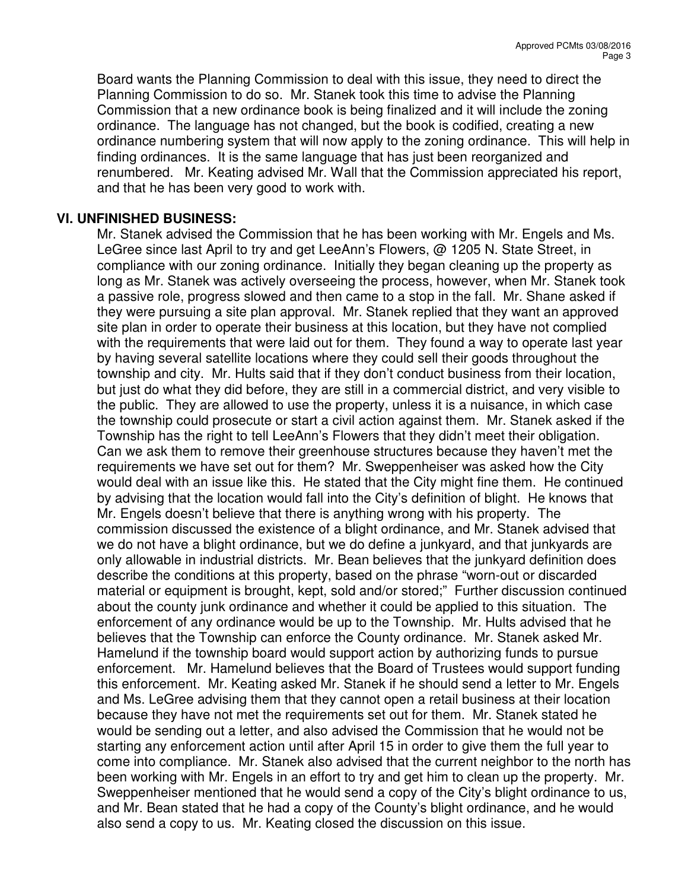Board wants the Planning Commission to deal with this issue, they need to direct the Planning Commission to do so. Mr. Stanek took this time to advise the Planning Commission that a new ordinance book is being finalized and it will include the zoning ordinance. The language has not changed, but the book is codified, creating a new ordinance numbering system that will now apply to the zoning ordinance. This will help in finding ordinances. It is the same language that has just been reorganized and renumbered. Mr. Keating advised Mr. Wall that the Commission appreciated his report, and that he has been very good to work with.

## VI. UNFINISHED BUSINESS:

Mr. Stanek advised the Commission that he has been working with Mr. Engels and Ms. LeGree since last April to try and get LeeAnn's Flowers, @ 1205 N. State Street, in compliance with our zoning ordinance. Initially they began cleaning up the property as long as Mr. Stanek was actively overseeing the process, however, when Mr. Stanek took a passive role, progress slowed and then came to a stop in the fall. Mr. Shane asked if they were pursuing a site plan approval. Mr. Stanek replied that they want an approved site plan in order to operate their business at this location, but they have not complied with the requirements that were laid out for them. They found a way to operate last year by having several satellite locations where they could sell their goods throughout the township and city. Mr. Hults said that if they don't conduct business from their location, but just do what they did before, they are still in a commercial district, and very visible to the public. They are allowed to use the property, unless it is a nuisance, in which case the township could prosecute or start a civil action against them. Mr. Stanek asked if the Township has the right to tell LeeAnn's Flowers that they didn't meet their obligation. Can we ask them to remove their greenhouse structures because they haven't met the requirements we have set out for them? Mr. Sweppenheiser was asked how the City would deal with an issue like this. He stated that the City might fine them. He continued by advising that the location would fall into the City's definition of blight. He knows that Mr. Engels doesn't believe that there is anything wrong with his property. The commission discussed the existence of a blight ordinance, and Mr. Stanek advised that we do not have a blight ordinance, but we do define a junkyard, and that junkyards are only allowable in industrial districts. Mr. Bean believes that the junkyard definition does describe the conditions at this property, based on the phrase "worn-out or discarded material or equipment is brought, kept, sold and/or stored;" Further discussion continued about the county junk ordinance and whether it could be applied to this situation. The enforcement of any ordinance would be up to the Township. Mr. Hults advised that he believes that the Township can enforce the County ordinance. Mr. Stanek asked Mr. Hamelund if the township board would support action by authorizing funds to pursue enforcement. Mr. Hamelund believes that the Board of Trustees would support funding this enforcement. Mr. Keating asked Mr. Stanek if he should send a letter to Mr. Engels and Ms. LeGree advising them that they cannot open a retail business at their location because they have not met the requirements set out for them. Mr. Stanek stated he would be sending out a letter, and also advised the Commission that he would not be starting any enforcement action until after April 15 in order to give them the full year to come into compliance. Mr. Stanek also advised that the current neighbor to the north has been working with Mr. Engels in an effort to try and get him to clean up the property. Mr. Sweppenheiser mentioned that he would send a copy of the City's blight ordinance to us, and Mr. Bean stated that he had a copy of the County's blight ordinance, and he would also send a copy to us. Mr. Keating closed the discussion on this issue.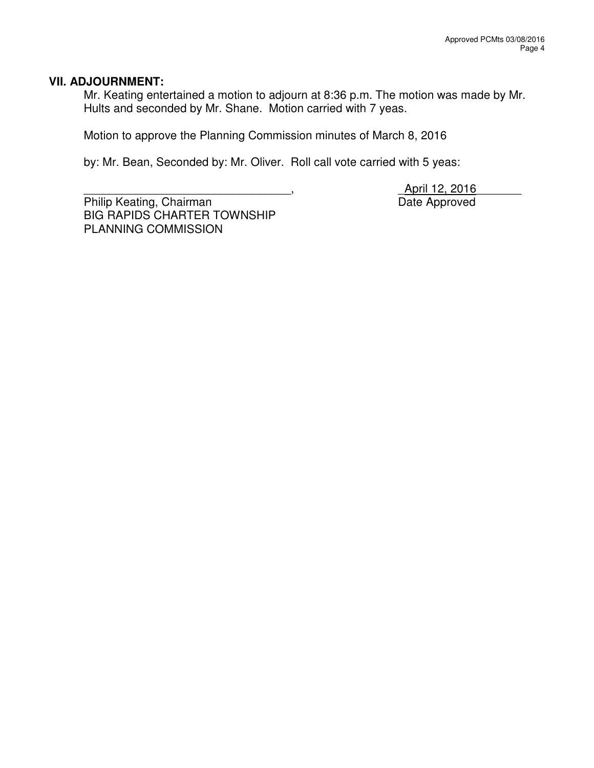## VII. ADJOURNMENT:

Mr. Keating entertained a motion to adjourn at 8:36 p.m. The motion was made by Mr. Hults and seconded by Mr. Shane. Motion carried with 7 yeas.

Motion to approve the Planning Commission minutes of March 8, 2016

by: Mr. Bean, Seconded by: Mr. Oliver. Roll call vote carried with 5 yeas:

________________________________, April 12, 2016

Philip Keating, Chairman Date Approved
BIG RAPIDS CHARTER TOWNSHIP
PLANNING COMMISSION